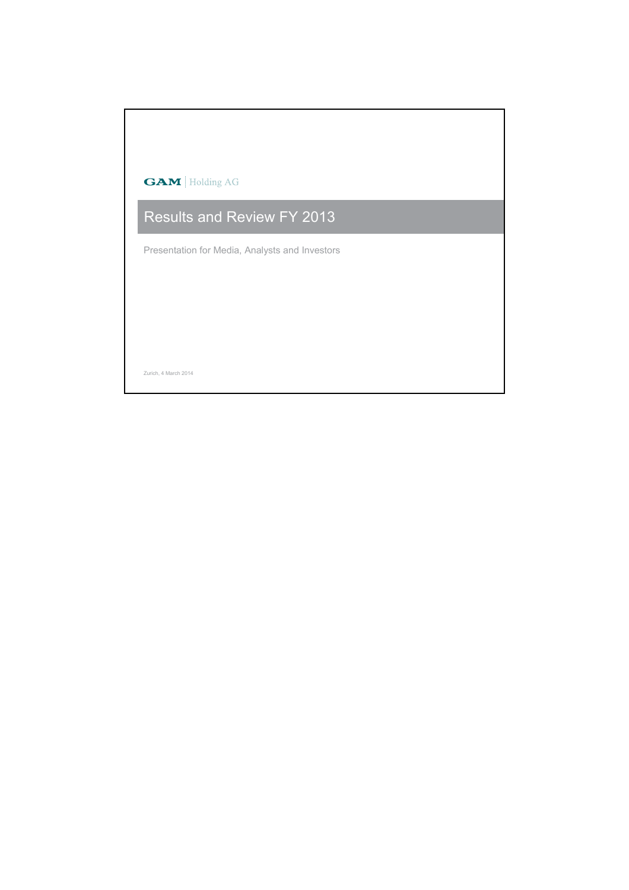**GAM** | Holding AG

# Results and Review FY 2013

Presentation for Media, Analysts and Investors

Zurich, 4 March 2014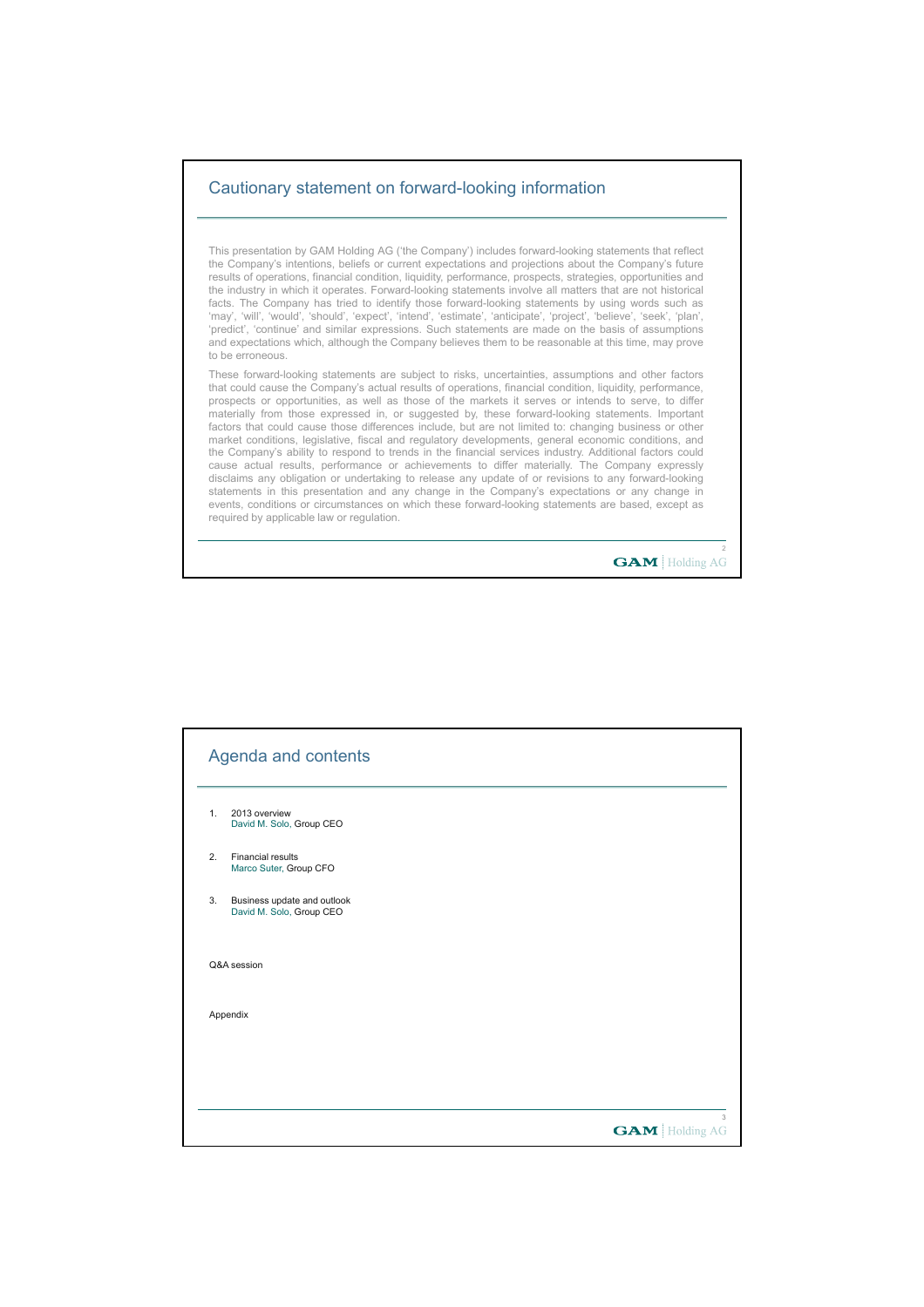## Cautionary statement on forward-looking information

This presentation by GAM Holding AG ('the Company') includes forward-looking statements that reflect the Company's intentions, beliefs or current expectations and projections about the Company's future results of operations, financial condition, liquidity, performance, prospects, strategies, opportunities and the industry in which it operates. Forward-looking statements involve all matters that are not historical facts. The Company has tried to identify those forward-looking statements by using words such as 'may', 'will', 'would', 'should', 'expect', 'intend', 'estimate', 'anticipate', 'project', 'believe', 'seek', 'plan', 'predict', 'continue' and similar expressions. Such statements are made on the basis of assumptions and expectations which, although the Company believes them to be reasonable at this time, may prove to be erroneous.

These forward-looking statements are subject to risks, uncertainties, assumptions and other factors that could cause the Company's actual results of operations, financial condition, liquidity, performance, prospects or opportunities, as well as those of the markets it serves or intends to serve, to differ materially from those expressed in, or suggested by, these forward-looking statements. Important factors that could cause those differences include, but are not limited to: changing business or other market conditions, legislative, fiscal and regulatory developments, general economic conditions, and the Company's ability to respond to trends in the financial services industry. Additional factors could cause actual results, performance or achievements to differ materially. The Company expressly disclaims any obligation or undertaking to release any update of or revisions to any forward-looking statements in this presentation and any change in the Company's expectations or any change in events, conditions or circumstances on which these forward-looking statements are based, except as required by applicable law or regulation.

## Agenda and contents

1. 2013 overview
   David M. Solo, Group CEO
2. Financial results
   Marco Suter, Group CFO
3. Business update and outlook
   David M. Solo, Group CEO

Q&A session

Appendix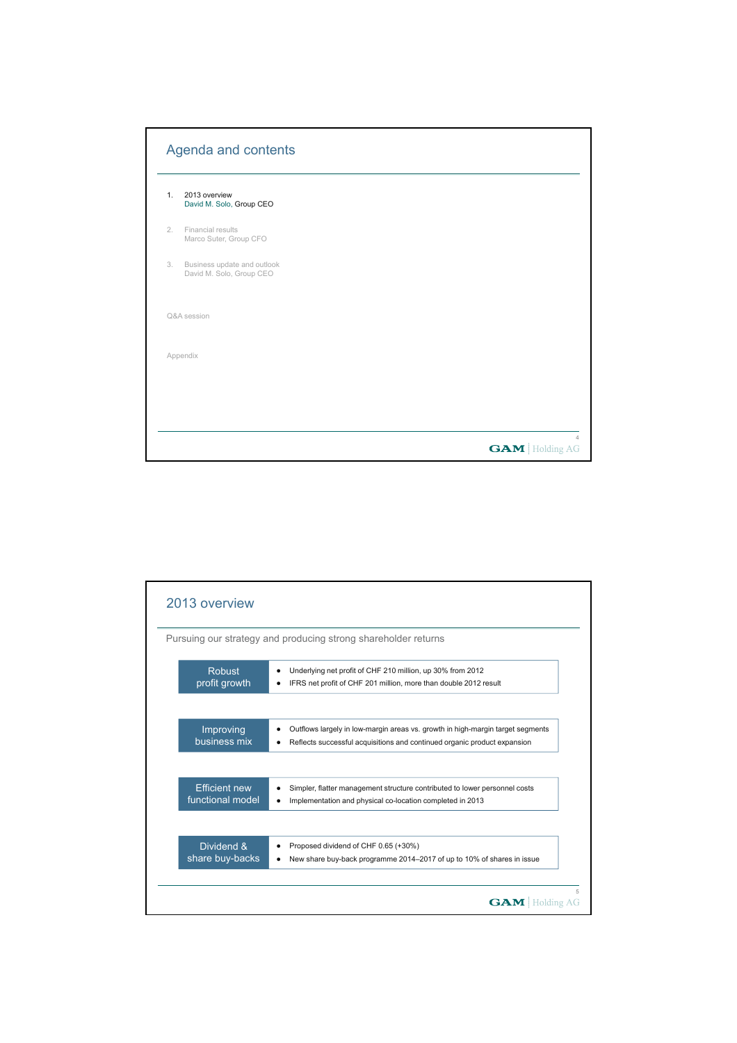## Agenda and contents

1. 2013 overview
   David M. Solo, Group CEO
2. Financial results
   Marco Suter, Group CFO
3. Business update and outlook
   David M. Solo, Group CEO

Q&A session

Appendix

## 2013 overview

Pursuing our strategy and producing strong shareholder returns

| | |
|---|---|
| Robust profit growth | • Underlying net profit of CHF 210 million, up 30% from 2012<br>• IFRS net profit of CHF 201 million, more than double 2012 result |
| Improving business mix | • Outflows largely in low-margin areas vs. growth in high-margin target segments<br>• Reflects successful acquisitions and continued organic product expansion |
| Efficient new functional model | • Simpler, flatter management structure contributed to lower personnel costs<br>• Implementation and physical co-location completed in 2013 |
| Dividend & share buy-backs | • Proposed dividend of CHF 0.65 (+30%)<br>• New share buy-back programme 2014–2017 of up to 10% of shares in issue |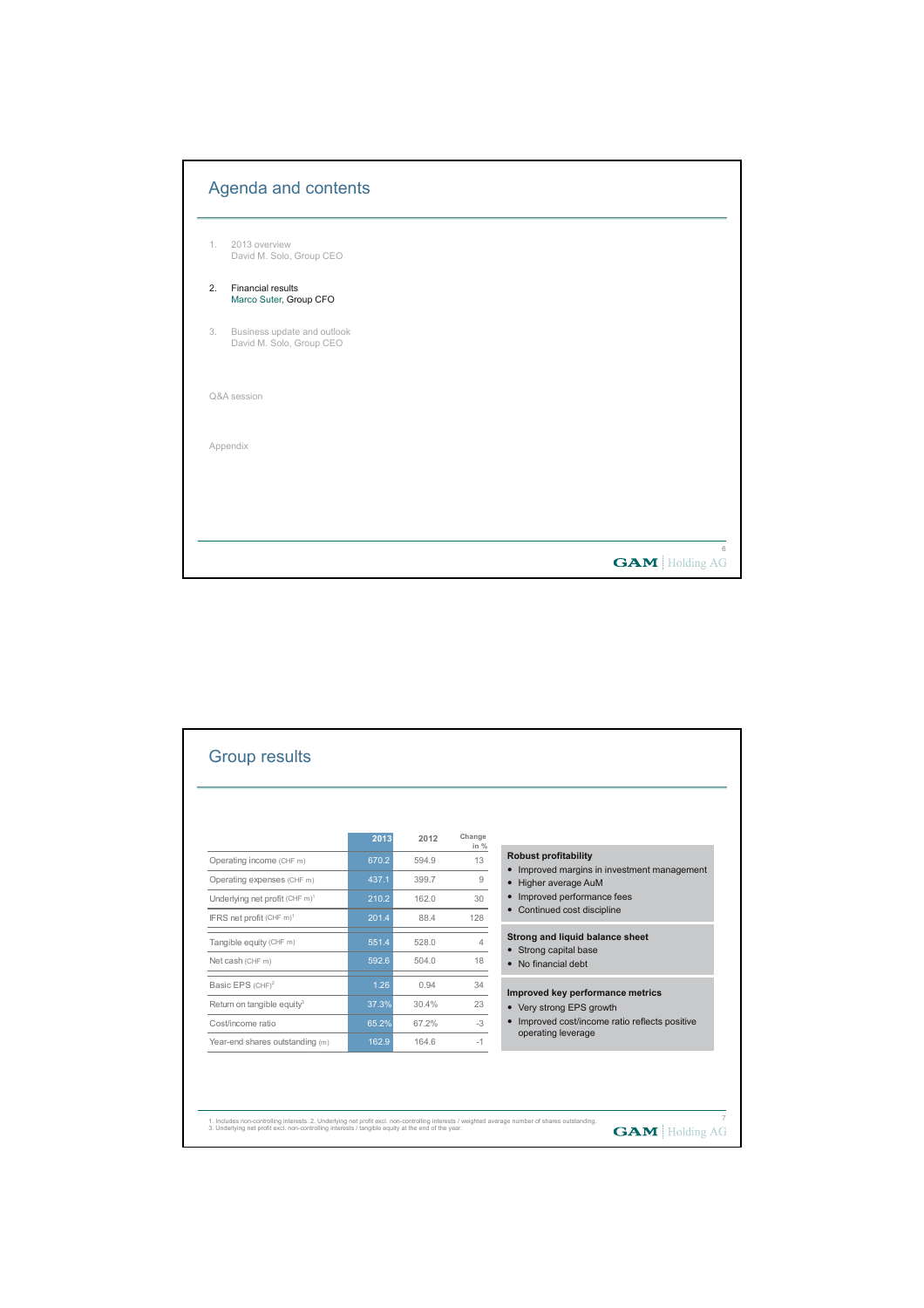## Agenda and contents

1. 2013 overview
   David M. Solo, Group CEO

2. **Financial results**
   Marco Suter, Group CFO

3. Business update and outlook
   David M. Solo, Group CEO

Q&A session

Appendix

## Group results

| | 2013 | 2012 | Change in % |
|---|---|---|---|
| Operating income (CHF m) | 670.2 | 594.9 | 13 |
| Operating expenses (CHF m) | 437.1 | 399.7 | 9 |
| Underlying net profit (CHF m)[1] | 210.2 | 162.0 | 30 |
| IFRS net profit (CHF m)[1] | 201.4 | 88.4 | 128 |
| Tangible equity (CHF m) | 551.4 | 528.0 | 4 |
| Net cash (CHF m) | 592.6 | 504.0 | 18 |
| Basic EPS (CHF)[2] | 1.26 | 0.94 | 34 |
| Return on tangible equity[3] | 37.3% | 30.4% | 23 |
| Cost/income ratio | 65.2% | 67.2% | -3 |
| Year-end shares outstanding (m) | 162.9 | 164.6 | -1 |

**Robust profitability**

- Improved margins in investment management
- Higher average AuM
- Improved performance fees
- Continued cost discipline

**Strong and liquid balance sheet**

- Strong capital base
- No financial debt

**Improved key performance metrics**

- Very strong EPS growth
- Improved cost/income ratio reflects positive operating leverage

1. Includes non-controlling interests. 2. Underlying net profit excl. non-controlling interests / weighted average number of shares outstanding.
3. Underlying net profit excl. non-controlling interests / tangible equity at the end of the year.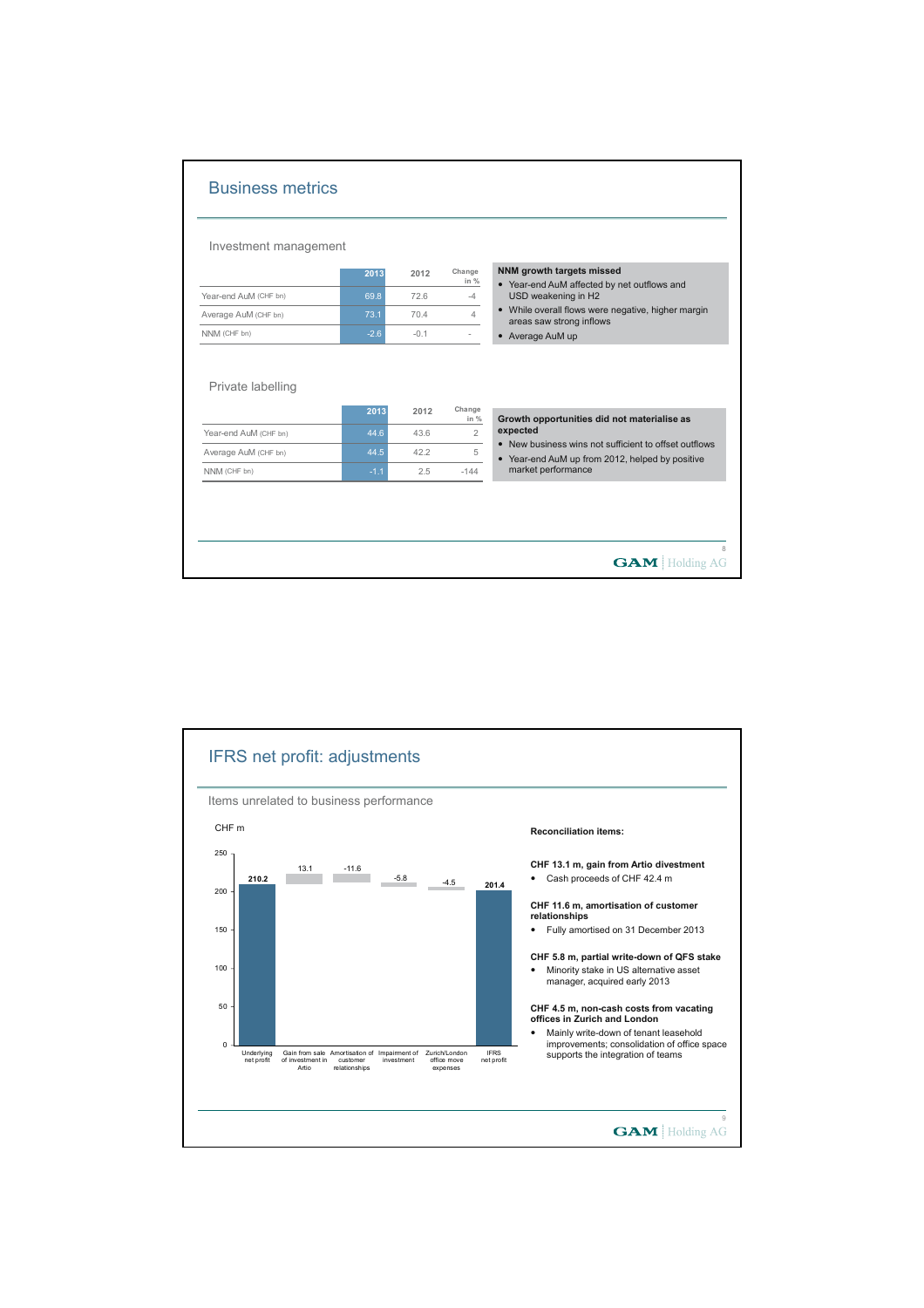## Business metrics

### Investment management

| | 2013 | 2012 | Change in % |
|---|---|---|---|
| Year-end AuM (CHF bn) | 69.8 | 72.6 | -4 |
| Average AuM (CHF bn) | 73.1 | 70.4 | 4 |
| NNM (CHF bn) | -2.6 | -0.1 | - |

**NNM growth targets missed**

- Year-end AuM affected by net outflows and USD weakening in H2
- While overall flows were negative, higher margin areas saw strong inflows
- Average AuM up

### Private labelling

| | 2013 | 2012 | Change in % |
|---|---|---|---|
| Year-end AuM (CHF bn) | 44.6 | 43.6 | 2 |
| Average AuM (CHF bn) | 44.5 | 42.2 | 5 |
| NNM (CHF bn) | -1.1 | 2.5 | -144 |

**Growth opportunities did not materialise as expected**

- New business wins not sufficient to offset outflows
- Year-end AuM up from 2012, helped by positive market performance

## IFRS net profit: adjustments

### Items unrelated to business performance

CHF m

| Item | CHF m |
|---|---|
| Underlying net profit | 210.2 |
| Gain from sale of investment in Artio | 13.1 |
| Amortisation of customer relationships | -11.6 |
| Impairment of investment | -5.8 |
| Zurich/London office move expenses | -4.5 |
| IFRS net profit | 201.4 |

**Reconciliation items:**

**CHF 13.1 m, gain from Artio divestment**

- Cash proceeds of CHF 42.4 m

**CHF 11.6 m, amortisation of customer relationships**

- Fully amortised on 31 December 2013

**CHF 5.8 m, partial write-down of QFS stake**

- Minority stake in US alternative asset manager, acquired early 2013

**CHF 4.5 m, non-cash costs from vacating offices in Zurich and London**

- Mainly write-down of tenant leasehold improvements; consolidation of office space supports the integration of teams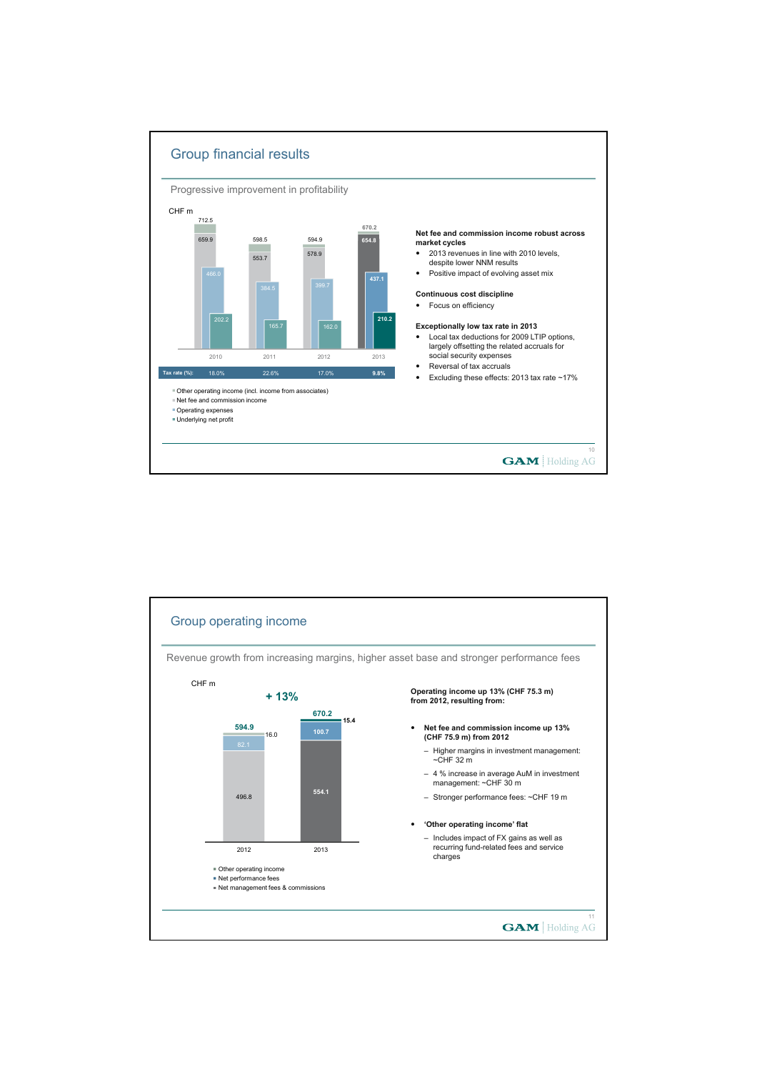## Group financial results

Progressive improvement in profitability

CHF m

| | 2010 | 2011 | 2012 | 2013 |
|---|---|---|---|---|
| Other operating income (incl. income from associates) / total | 712.5 | 598.5 | 594.9 | 670.2 |
| Net fee and commission income | 659.9 | 553.7 | 578.9 | 654.8 |
| Operating expenses | 486.0 | 384.5 | 399.7 | 437.1 |
| Underlying net profit | 202.2 | 165.7 | 162.0 | 210.2 |
| Tax rate (%): | 18.0% | 22.6% | 17.0% | 9.8% |

- Other operating income (incl. income from associates)
- Net fee and commission income
- Operating expenses
- Underlying net profit

**Net fee and commission income robust across market cycles**

- 2013 revenues in line with 2010 levels, despite lower NNM results
- Positive impact of evolving asset mix

**Continuous cost discipline**

- Focus on efficiency

**Exceptionally low tax rate in 2013**

- Local tax deductions for 2009 LTIP options, largely offsetting the related accruals for social security expenses
- Reversal of tax accruals
- Excluding these effects: 2013 tax rate ~17%

## Group operating income

Revenue growth from increasing margins, higher asset base and stronger performance fees

CHF m

+ 13%

| | 2012 | 2013 |
|---|---|---|
| Other operating income | 16.0 | 15.4 |
| Net performance fees | 82.1 | 100.7 |
| Net management fees & commissions | 496.8 | 554.1 |
| Total | 594.9 | 670.2 |

- Other operating income
- Net performance fees
- Net management fees & commissions

**Operating income up 13% (CHF 75.3 m) from 2012, resulting from:**

- **Net fee and commission income up 13% (CHF 75.9 m) from 2012**
  - Higher margins in investment management: ~CHF 32 m
  - 4 % increase in average AuM in investment management: ~CHF 30 m
  - Stronger performance fees: ~CHF 19 m
- **'Other operating income' flat**
  - Includes impact of FX gains as well as recurring fund-related fees and service charges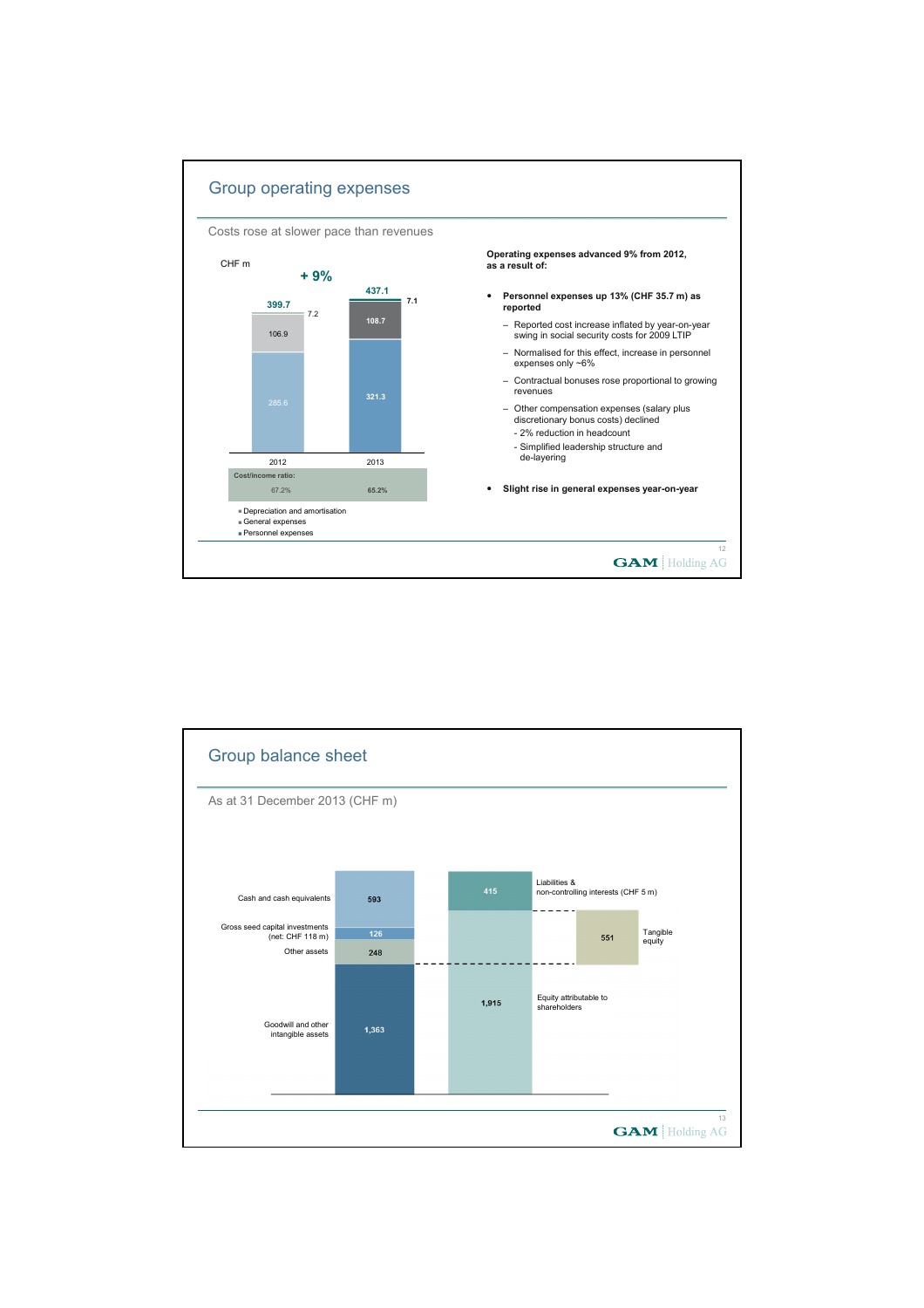## Group operating expenses

Costs rose at slower pace than revenues

CHF m

+ 9%

| | 2012 | 2013 |
|---|---|---|
| Depreciation and amortisation | 7.2 | 7.1 |
| General expenses | 106.9 | 108.7 |
| Personnel expenses | 285.6 | 321.3 |
| Total | 399.7 | 437.1 |
| Cost/income ratio: | 67.2% | 65.2% |

**Operating expenses advanced 9% from 2012, as a result of:**

- **Personnel expenses up 13% (CHF 35.7 m) as reported**
  - Reported cost increase inflated by year-on-year swing in social security costs for 2009 LTIP
  - Normalised for this effect, increase in personnel expenses only ~6%
  - Contractual bonuses rose proportional to growing revenues
  - Other compensation expenses (salary plus discretionary bonus costs) declined
    - 2% reduction in headcount
    - Simplified leadership structure and de-layering
- **Slight rise in general expenses year-on-year**

## Group balance sheet

As at 31 December 2013 (CHF m)

| Assets | CHF m |
|---|---|
| Cash and cash equivalents | 593 |
| Gross seed capital investments (net: CHF 118 m) | 126 |
| Other assets | 248 |
| Goodwill and other intangible assets | 1,363 |

| Liabilities and equity | CHF m |
|---|---|
| Liabilities & non-controlling interests (CHF 5 m) | 415 |
| Equity attributable to shareholders | 1,915 |
| Tangible equity | 551 |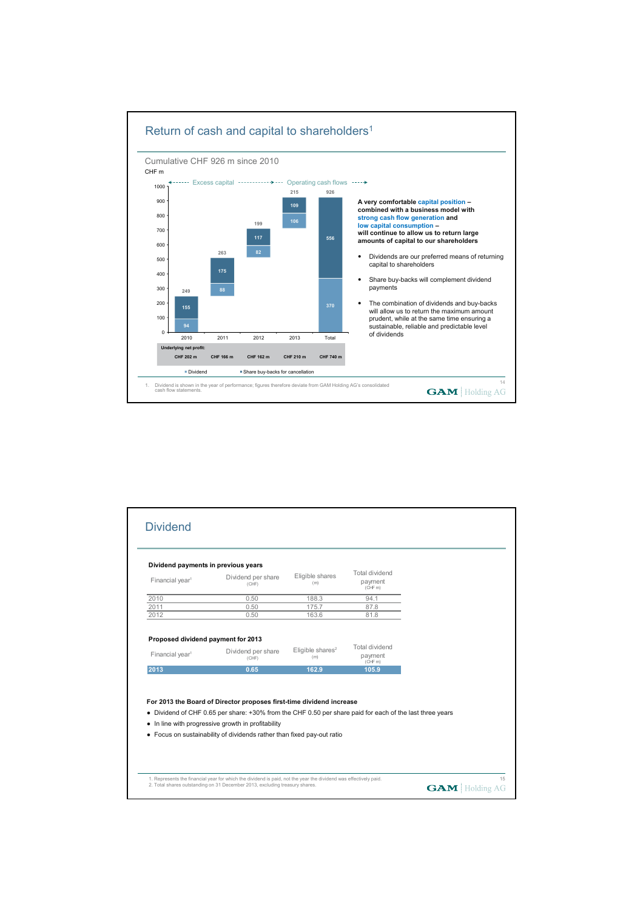# Return of cash and capital to shareholders[1]

## Cumulative CHF 926 m since 2010

CHF m

← Excess capital → ← Operating cash flows →

| | 2010 | 2011 | 2012 | 2013 | Total |
|---|---|---|---|---|---|
| Dividend | 94 | 88 | 82 | 106 | 370 |
| Share buy-backs for cancellation | 155 | 175 | 117 | 109 | 556 |
| Total | 249 | 263 | 199 | 215 | 926 |
| Underlying net profit: | CHF 202 m | CHF 166 m | CHF 162 m | CHF 210 m | CHF 740 m |

**A very comfortable capital position – combined with a business model with strong cash flow generation and low capital consumption – will continue to allow us to return large amounts of capital to our shareholders**

- Dividends are our preferred means of returning capital to shareholders
- Share buy-backs will complement dividend payments
- The combination of dividends and buy-backs will allow us to return the maximum amount prudent, while at the same time ensuring a sustainable, reliable and predictable level of dividends

1. Dividend is shown in the year of performance; figures therefore deviate from GAM Holding AG's consolidated cash flow statements.

# Dividend

**Dividend payments in previous years**

| Financial year[1] | Dividend per share (CHF) | Eligible shares (m) | Total dividend payment (CHF m) |
|---|---|---|---|
| 2010 | 0.50 | 188.3 | 94.1 |
| 2011 | 0.50 | 175.7 | 87.8 |
| 2012 | 0.50 | 163.6 | 81.8 |

**Proposed dividend payment for 2013**

| Financial year[1] | Dividend per share (CHF) | Eligible shares[2] (m) | Total dividend payment (CHF m) |
|---|---|---|---|
| **2013** | **0.65** | **162.9** | **105.9** |

**For 2013 the Board of Director proposes first-time dividend increase**

- Dividend of CHF 0.65 per share: +30% from the CHF 0.50 per share paid for each of the last three years
- In line with progressive growth in profitability
- Focus on sustainability of dividends rather than fixed pay-out ratio

1. Represents the financial year for which the dividend is paid, not the year the dividend was effectively paid.
2. Total shares outstanding on 31 December 2013, excluding treasury shares.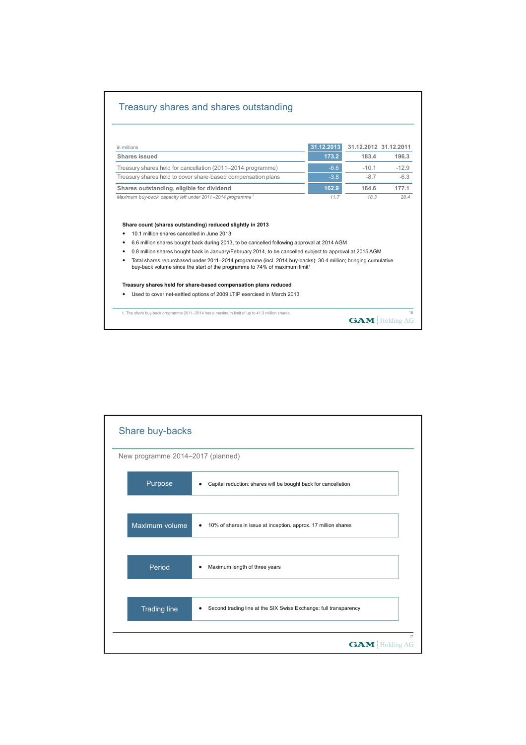## Treasury shares and shares outstanding

| in millions | 31.12.2013 | 31.12.2012 | 31.12.2011 |
|---|---|---|---|
| **Shares issued** | **173.2** | **183.4** | **196.3** |
| Treasury shares held for cancellation (2011–2014 programme) | -6.6 | -10.1 | -12.9 |
| Treasury shares held to cover share-based compensation plans | -3.8 | -8.7 | -6.3 |
| **Shares outstanding, eligible for dividend** | **162.9** | **164.6** | **177.1** |
| *Maximum buy-back capacity left under 2011–2014 programme[1]* | *11.7* | *18.3* | *28.4* |

**Share count (shares outstanding) reduced slightly in 2013**

- 10.1 million shares cancelled in June 2013
- 6.6 million shares bought back during 2013, to be cancelled following approval at 2014 AGM
- 0.8 million shares bought back in January/February 2014, to be cancelled subject to approval at 2015 AGM
- Total shares repurchased under 2011–2014 programme (incl. 2014 buy-backs): 30.4 million; bringing cumulative buy-back volume since the start of the programme to 74% of maximum limit[1]

**Treasury shares held for share-based compensation plans reduced**

- Used to cover net-settled options of 2009 LTIP exercised in March 2013

1. The share buy-back programme 2011–2014 has a maximum limit of up to 41.3 million shares.

GAM | Holding AG

## Share buy-backs

New programme 2014–2017 (planned)

| | |
|---|---|
| Purpose | • Capital reduction: shares will be bought back for cancellation |
| Maximum volume | • 10% of shares in issue at inception, approx. 17 million shares |
| Period | • Maximum length of three years |
| Trading line | • Second trading line at the SIX Swiss Exchange: full transparency |

GAM | Holding AG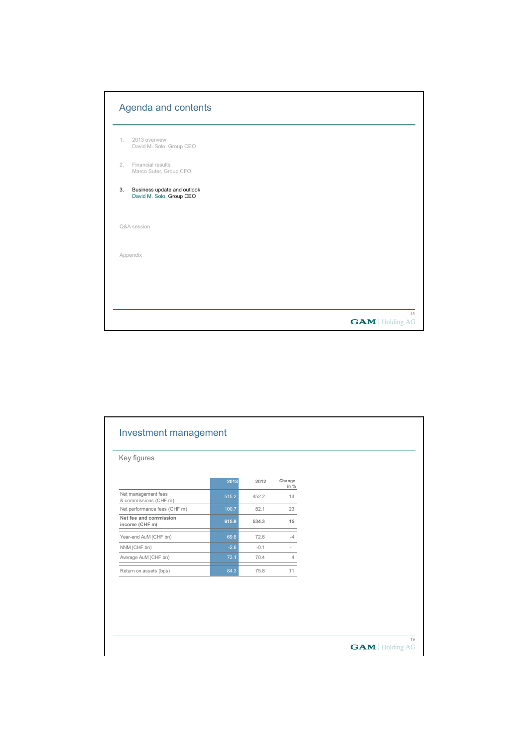## Agenda and contents

1. 2013 overview
   David M. Solo, Group CEO

2. Financial results
   Marco Suter, Group CFO

3. **Business update and outlook**
   David M. Solo, Group CEO

Q&A session

Appendix

## Investment management

### Key figures

| | 2013 | 2012 | Change in % |
|---|---|---|---|
| Net management fees & commissions (CHF m) | 515.2 | 452.2 | 14 |
| Net performance fees (CHF m) | 100.7 | 82.1 | 23 |
| **Net fee and commission income (CHF m)** | **615.9** | **534.3** | **15** |
| Year-end AuM (CHF bn) | 69.8 | 72.6 | -4 |
| NNM (CHF bn) | -2.6 | -0.1 | - |
| Average AuM (CHF bn) | 73.1 | 70.4 | 4 |
| Return on assets (bps) | 84.3 | 75.8 | 11 |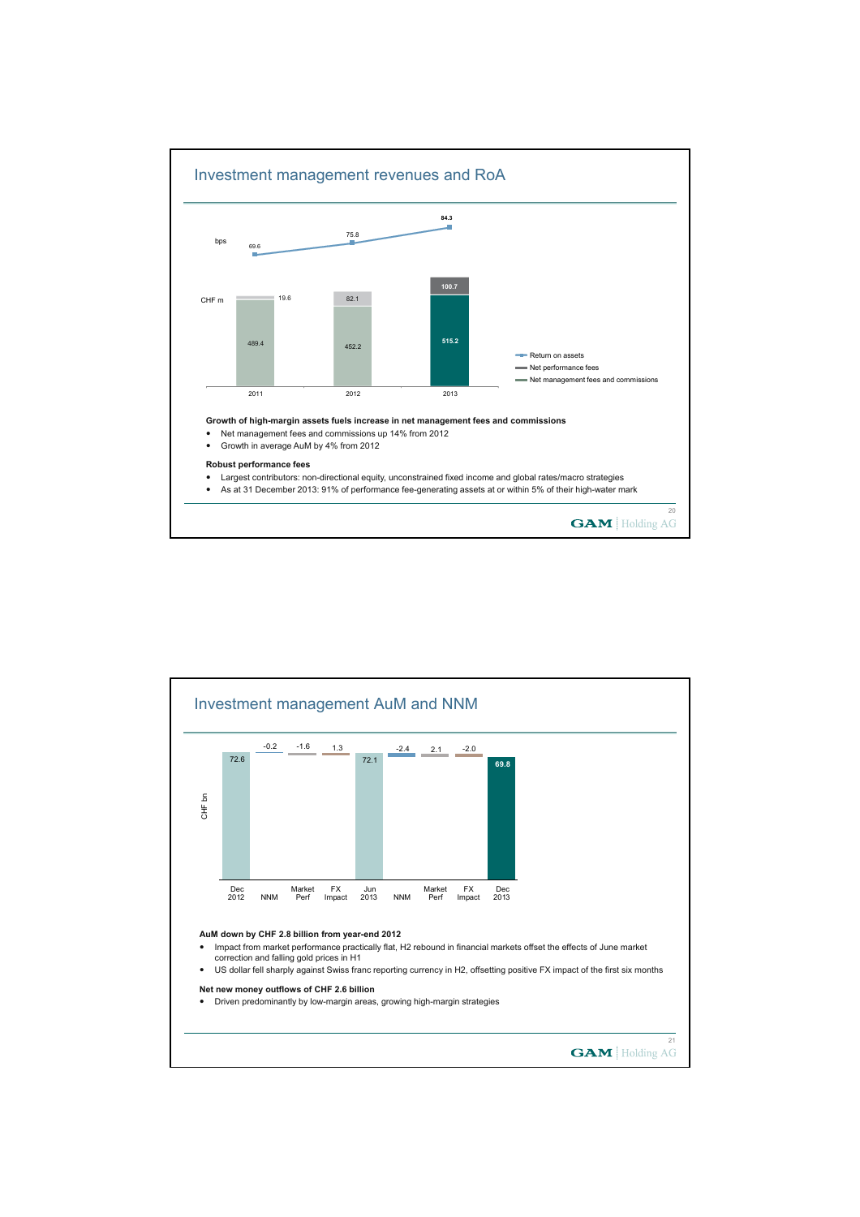## Investment management revenues and RoA

| | 2011 | 2012 | 2013 |
|---|---|---|---|
| Return on assets (bps) | 69.6 | 75.8 | 84.3 |
| Net performance fees (CHF m) | 19.6 | 82.1 | 100.7 |
| Net management fees and commissions (CHF m) | 489.4 | 452.2 | 515.2 |

**Growth of high-margin assets fuels increase in net management fees and commissions**

- Net management fees and commissions up 14% from 2012
- Growth in average AuM by 4% from 2012

**Robust performance fees**

- Largest contributors: non-directional equity, unconstrained fixed income and global rates/macro strategies
- As at 31 December 2013: 91% of performance fee-generating assets at or within 5% of their high-water mark

## Investment management AuM and NNM

| CHF bn | Dec 2012 | NNM | Market Perf | FX Impact | Jun 2013 | NNM | Market Perf | FX Impact | Dec 2013 |
|---|---|---|---|---|---|---|---|---|---|
| | 72.6 | -0.2 | -1.6 | 1.3 | 72.1 | -2.4 | 2.1 | -2.0 | 69.8 |

**AuM down by CHF 2.8 billion from year-end 2012**

- Impact from market performance practically flat, H2 rebound in financial markets offset the effects of June market correction and falling gold prices in H1
- US dollar fell sharply against Swiss franc reporting currency in H2, offsetting positive FX impact of the first six months

**Net new money outflows of CHF 2.6 billion**

- Driven predominantly by low-margin areas, growing high-margin strategies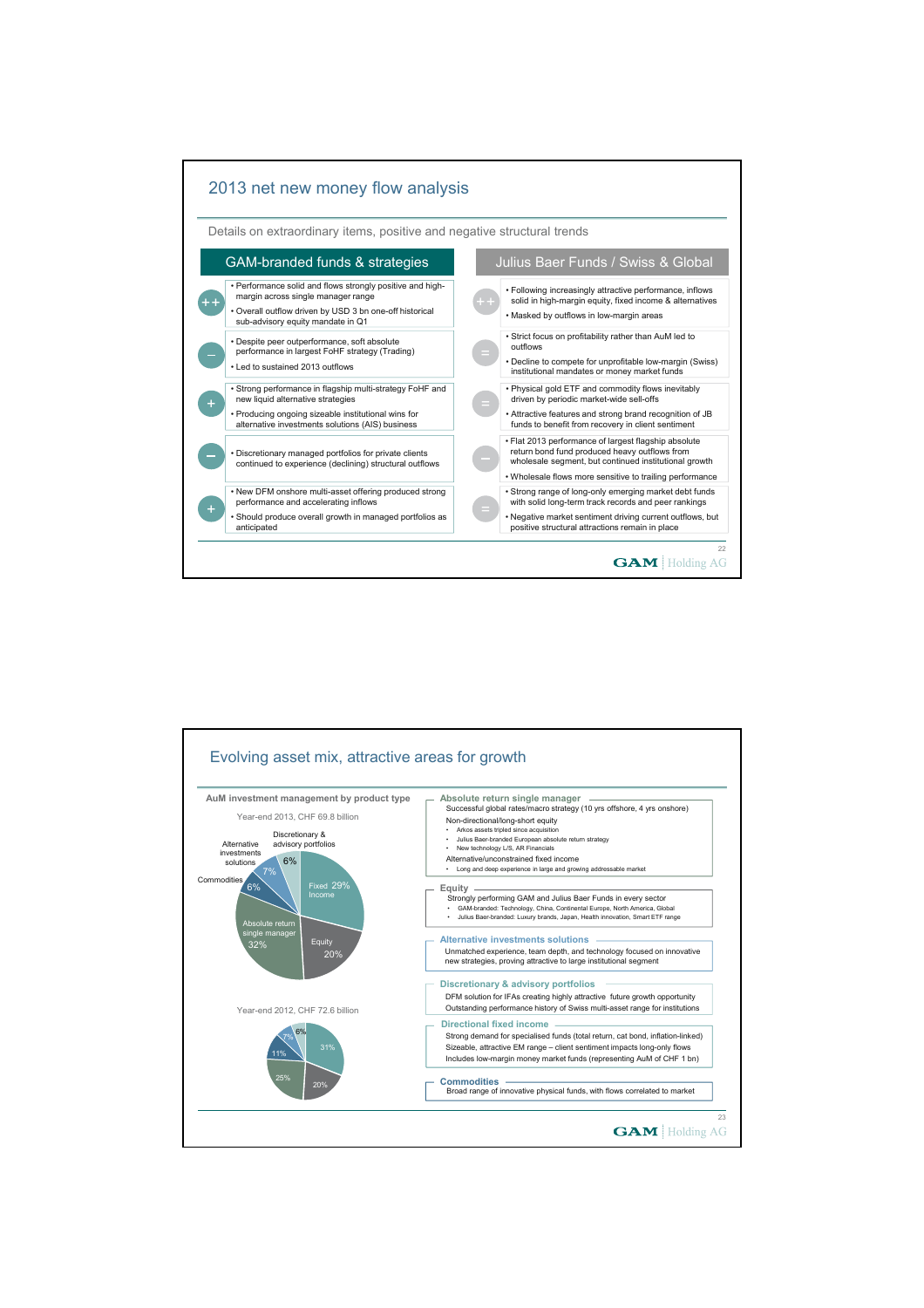## 2013 net new money flow analysis

Details on extraordinary items, positive and negative structural trends

| | GAM-branded funds & strategies | | Julius Baer Funds / Swiss & Global |
|---|---|---|---|
| ++ | • Performance solid and flows strongly positive and high-margin across single manager range<br>• Overall outflow driven by USD 3 bn one-off historical sub-advisory equity mandate in Q1 | ++ | • Following increasingly attractive performance, inflows solid in high-margin equity, fixed income & alternatives<br>• Masked by outflows in low-margin areas |
| – | • Despite peer outperformance, soft absolute performance in largest FoHF strategy (Trading)<br>• Led to sustained 2013 outflows | = | • Strict focus on profitability rather than AuM led to outflows<br>• Decline to compete for unprofitable low-margin (Swiss) institutional mandates or money market funds |
| + | • Strong performance in flagship multi-strategy FoHF and new liquid alternative strategies<br>• Producing ongoing sizeable institutional wins for alternative investments solutions (AIS) business | = | • Physical gold ETF and commodity flows inevitably driven by periodic market-wide sell-offs<br>• Attractive features and strong brand recognition of JB funds to benefit from recovery in client sentiment |
| – | • Discretionary managed portfolios for private clients continued to experience (declining) structural outflows | – | • Flat 2013 performance of largest flagship absolute return bond fund produced heavy outflows from wholesale segment, but continued institutional growth<br>• Wholesale flows more sensitive to trailing performance |
| + | • New DFM onshore multi-asset offering produced strong performance and accelerating inflows<br>• Should produce overall growth in managed portfolios as anticipated | = | • Strong range of long-only emerging market debt funds with solid long-term track records and peer rankings<br>• Negative market sentiment driving current outflows, but positive structural attractions remain in place |

## Evolving asset mix, attractive areas for growth

**AuM investment management by product type**

Year-end 2013, CHF 69.8 billion

| Product type | Share |
|---|---|
| Fixed Income | 29% |
| Equity | 20% |
| Absolute return single manager | 32% |
| Commodities | 6% |
| Alternative investments solutions | 7% |
| Discretionary & advisory portfolios | 6% |

Year-end 2012, CHF 72.6 billion

| Product type | Share |
|---|---|
| Fixed Income | 31% |
| Equity | 20% |
| Absolute return single manager | 25% |
| Commodities | 11% |
| Alternative investments solutions | 7% |
| Discretionary & advisory portfolios | 6% |

**Absolute return single manager**

Successful global rates/macro strategy (10 yrs offshore, 4 yrs onshore)

Non-directional/long-short equity
- Arkos assets tripled since acquisition
- Julius Baer-branded European absolute return strategy
- New technology L/S, AR Financials

Alternative/unconstrained fixed income
- Long and deep experience in large and growing addressable market

**Equity**

Strongly performing GAM and Julius Baer Funds in every sector
- GAM-branded: Technology, China, Continental Europe, North America, Global
- Julius Baer-branded: Luxury brands, Japan, Health innovation, Smart ETF range

**Alternative investments solutions**

Unmatched experience, team depth, and technology focused on innovative new strategies, proving attractive to large institutional segment

**Discretionary & advisory portfolios**

DFM solution for IFAs creating highly attractive future growth opportunity

Outstanding performance history of Swiss multi-asset range for institutions

**Directional fixed income**

Strong demand for specialised funds (total return, cat bond, inflation-linked)

Sizeable, attractive EM range – client sentiment impacts long-only flows

Includes low-margin money market funds (representing AuM of CHF 1 bn)

**Commodities**

Broad range of innovative physical funds, with flows correlated to market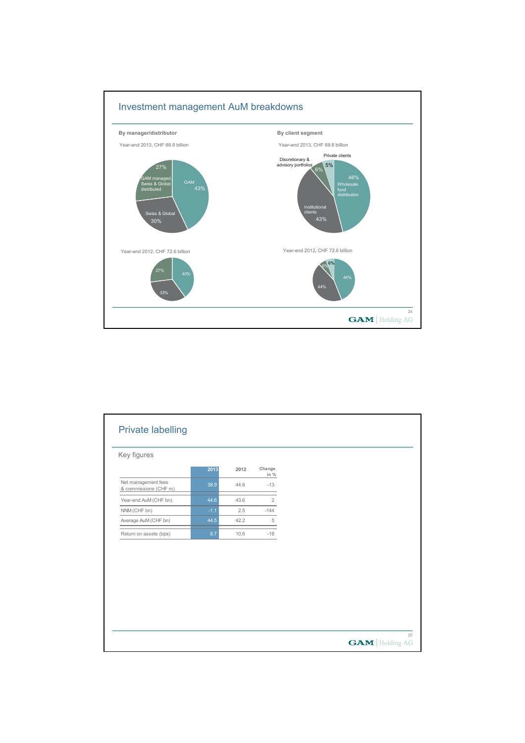## Investment management AuM breakdowns

**By manager/distributor**

Year-end 2013, CHF 69.8 billion

- GAM 43%
- Swiss & Global 30%
- GAM managed, Swiss & Global distributed 27%

Year-end 2012, CHF 72.6 billion

- 40%
- 33%
- 27%

**By client segment**

Year-end 2013, CHF 69.8 billion

- Wholesale fund distribution 46%
- Institutional clients 43%
- Discretionary & advisory portfolios 6%
- Private clients 5%

Year-end 2012, CHF 72.6 billion

- 44%
- 44%
- 6%
- 6%

## Private labelling

Key figures

| | 2013 | 2012 | Change in % |
|---|---|---|---|
| Net management fees & commissions (CHF m) | 38.9 | 44.6 | -13 |
| Year-end AuM (CHF bn) | 44.6 | 43.6 | 2 |
| NNM (CHF bn) | -1.1 | 2.5 | -144 |
| Average AuM (CHF bn) | 44.5 | 42.2 | 5 |
| Return on assets (bps) | 8.7 | 10.6 | -18 |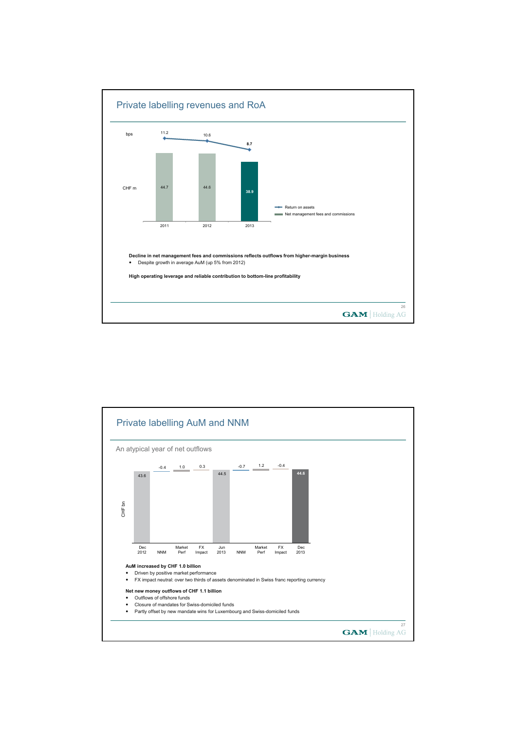## Private labelling revenues and RoA

| | 2011 | 2012 | 2013 |
|---|---|---|---|
| Return on assets (bps) | 11.2 | 10.6 | 8.7 |
| Net management fees and commissions (CHF m) | 44.7 | 44.6 | 38.9 |

**Decline in net management fees and commissions reflects outflows from higher-margin business**

- Despite growth in average AuM (up 5% from 2012)

**High operating leverage and reliable contribution to bottom-line profitability**

## Private labelling AuM and NNM

An atypical year of net outflows

| CHF bn | Dec 2012 | NNM | Market Perf | FX Impact | Jun 2013 | NNM | Market Perf | FX Impact | Dec 2013 |
|---|---|---|---|---|---|---|---|---|---|
| | 43.6 | -0.4 | 1.0 | 0.3 | 44.5 | -0.7 | 1.2 | -0.4 | 44.6 |

**AuM increased by CHF 1.0 billion**

- Driven by positive market performance
- FX impact neutral: over two thirds of assets denominated in Swiss franc reporting currency

**Net new money outflows of CHF 1.1 billion**

- Outflows of offshore funds
- Closure of mandates for Swiss-domiciled funds
- Partly offset by new mandate wins for Luxembourg and Swiss-domiciled funds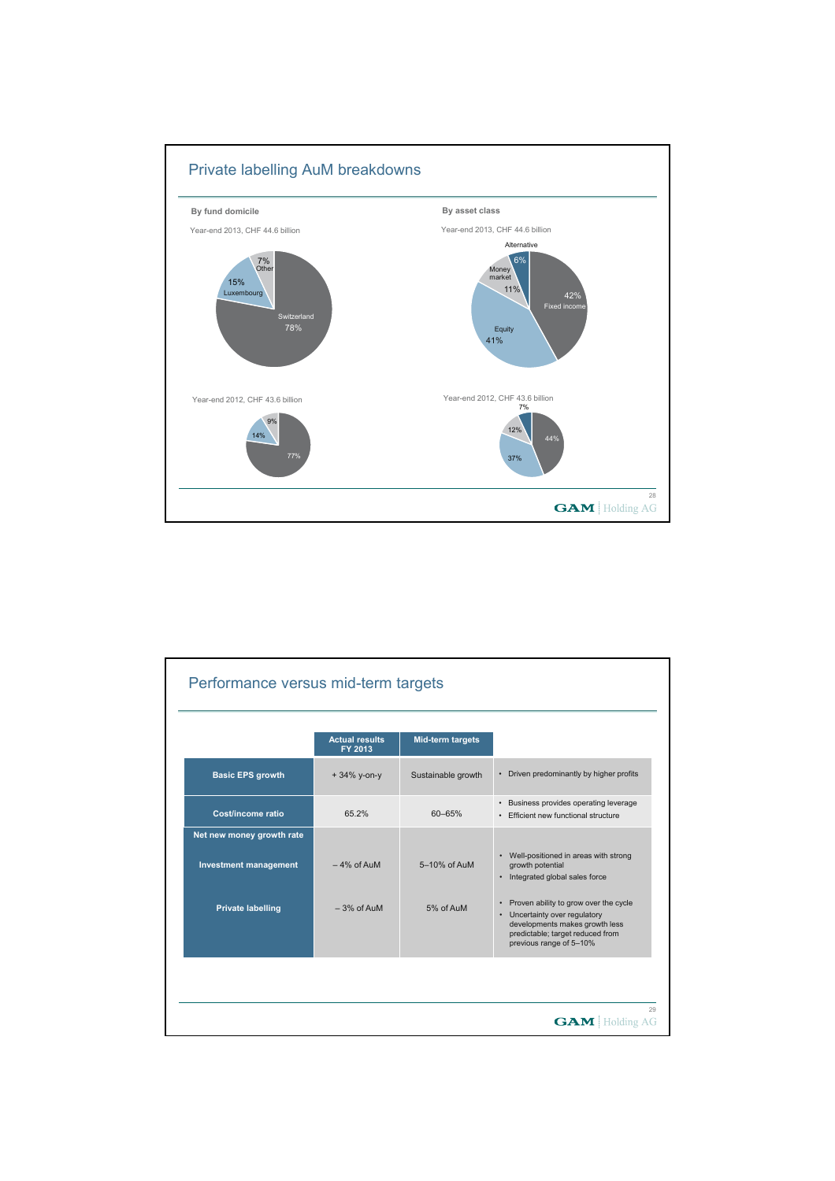## Private labelling AuM breakdowns

**By fund domicile**

Year-end 2013, CHF 44.6 billion

- Switzerland 78%
- Luxembourg 15%
- Other 7%

Year-end 2012, CHF 43.6 billion

- 77%
- 14%
- 9%

**By asset class**

Year-end 2013, CHF 44.6 billion

- Fixed income 42%
- Equity 41%
- Money market 11%
- Alternative 6%

Year-end 2012, CHF 43.6 billion

- 44%
- 37%
- 12%
- 7%

## Performance versus mid-term targets

| | Actual results FY 2013 | Mid-term targets | |
|---|---|---|---|
| **Basic EPS growth** | + 34% y-on-y | Sustainable growth | • Driven predominantly by higher profits |
| **Cost/income ratio** | 65.2% | 60–65% | • Business provides operating leverage<br>• Efficient new functional structure |
| **Net new money growth rate** | | | |
| **Investment management** | – 4% of AuM | 5–10% of AuM | • Well-positioned in areas with strong growth potential<br>• Integrated global sales force |
| **Private labelling** | – 3% of AuM | 5% of AuM | • Proven ability to grow over the cycle<br>• Uncertainty over regulatory developments makes growth less predictable; target reduced from previous range of 5–10% |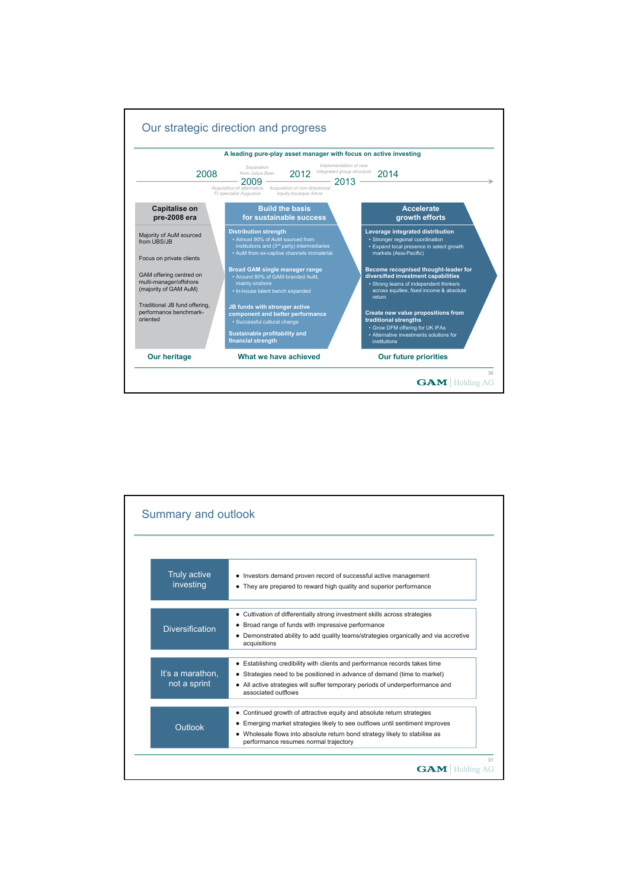## Our strategic direction and progress

**A leading pure-play asset manager with focus on active investing**

- 2008
- 2009 — *Separation from Julius Baer*; *Acquisition of alternative FI specialist Augustus*
- 2012 — *Acquisition of non-directional equity boutique Arkos*
- 2013 — *Implementation of new integrated group structure*
- 2014

| Capitalise on pre-2008 era | Build the basis for sustainable success | Accelerate growth efforts |
|---|---|---|
| Majority of AuM sourced from UBS/JB | **Distribution strength**<br>• Almost 90% of AuM sourced from institutions and (3rd party) intermediaries<br>• AuM from ex-captive channels immaterial | **Leverage integrated distribution**<br>• Stronger regional coordination<br>• Expand local presence in select growth markets (Asia-Pacific) |
| Focus on private clients | **Broad GAM single manager range**<br>• Around 80% of GAM-branded AuM, mainly onshore<br>• In-house talent bench expanded | **Become recognised thought-leader for diversified investment capabilities**<br>• Strong teams of independent thinkers across equities, fixed income & absolute return |
| GAM offering centred on multi-manager/offshore (majority of GAM AuM) | **JB funds with stronger active component and better performance**<br>• Successful cultural change | **Create new value propositions from traditional strengths**<br>• Grow DFM offering for UK IFAs<br>• Alternative investments solutions for institutions |
| Traditional JB fund offering, performance benchmark-oriented | **Sustainable profitability and financial strength** | |
| **Our heritage** | **What we have achieved** | **Our future priorities** |

## Summary and outlook

| | |
|---|---|
| Truly active investing | • Investors demand proven record of successful active management<br>• They are prepared to reward high quality and superior performance |
| Diversification | • Cultivation of differentially strong investment skills across strategies<br>• Broad range of funds with impressive performance<br>• Demonstrated ability to add quality teams/strategies organically and via accretive acquisitions |
| It's a marathon, not a sprint | • Establishing credibility with clients and performance records takes time<br>• Strategies need to be positioned in advance of demand (time to market)<br>• All active strategies will suffer temporary periods of underperformance and associated outflows |
| Outlook | • Continued growth of attractive equity and absolute return strategies<br>• Emerging market strategies likely to see outflows until sentiment improves<br>• Wholesale flows into absolute return bond strategy likely to stabilise as performance resumes normal trajectory |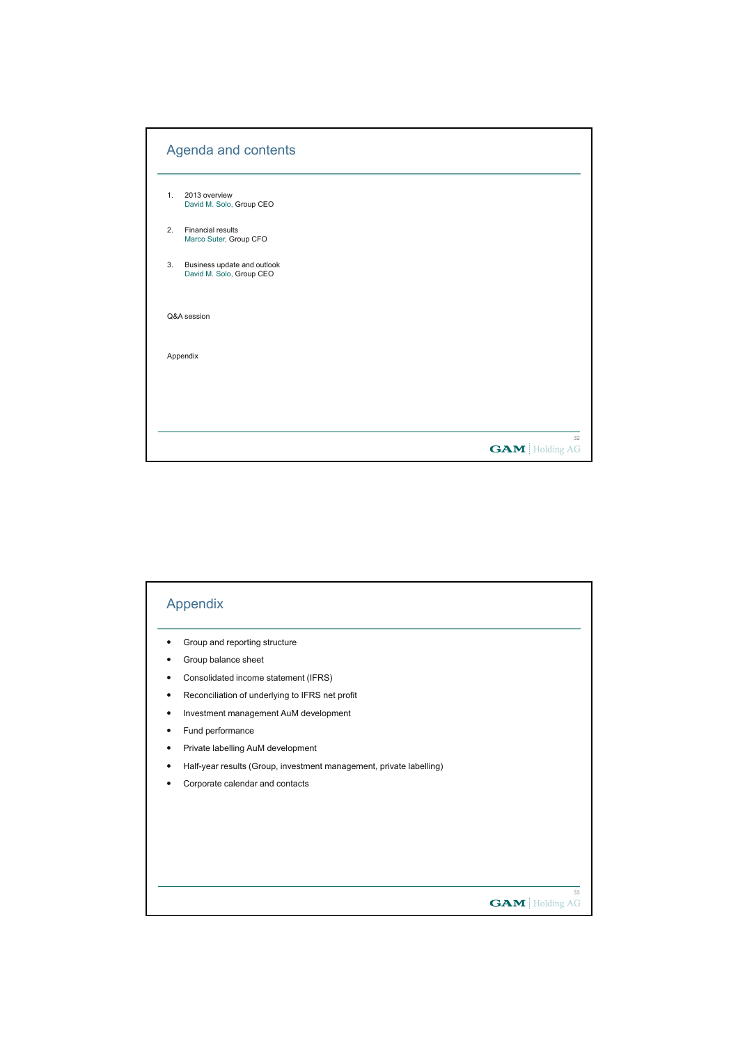## Agenda and contents

1. 2013 overview
   David M. Solo, Group CEO

2. Financial results
   Marco Suter, Group CFO

3. Business update and outlook
   David M. Solo, Group CEO

Q&A session

Appendix

## Appendix

- Group and reporting structure
- Group balance sheet
- Consolidated income statement (IFRS)
- Reconciliation of underlying to IFRS net profit
- Investment management AuM development
- Fund performance
- Private labelling AuM development
- Half-year results (Group, investment management, private labelling)
- Corporate calendar and contacts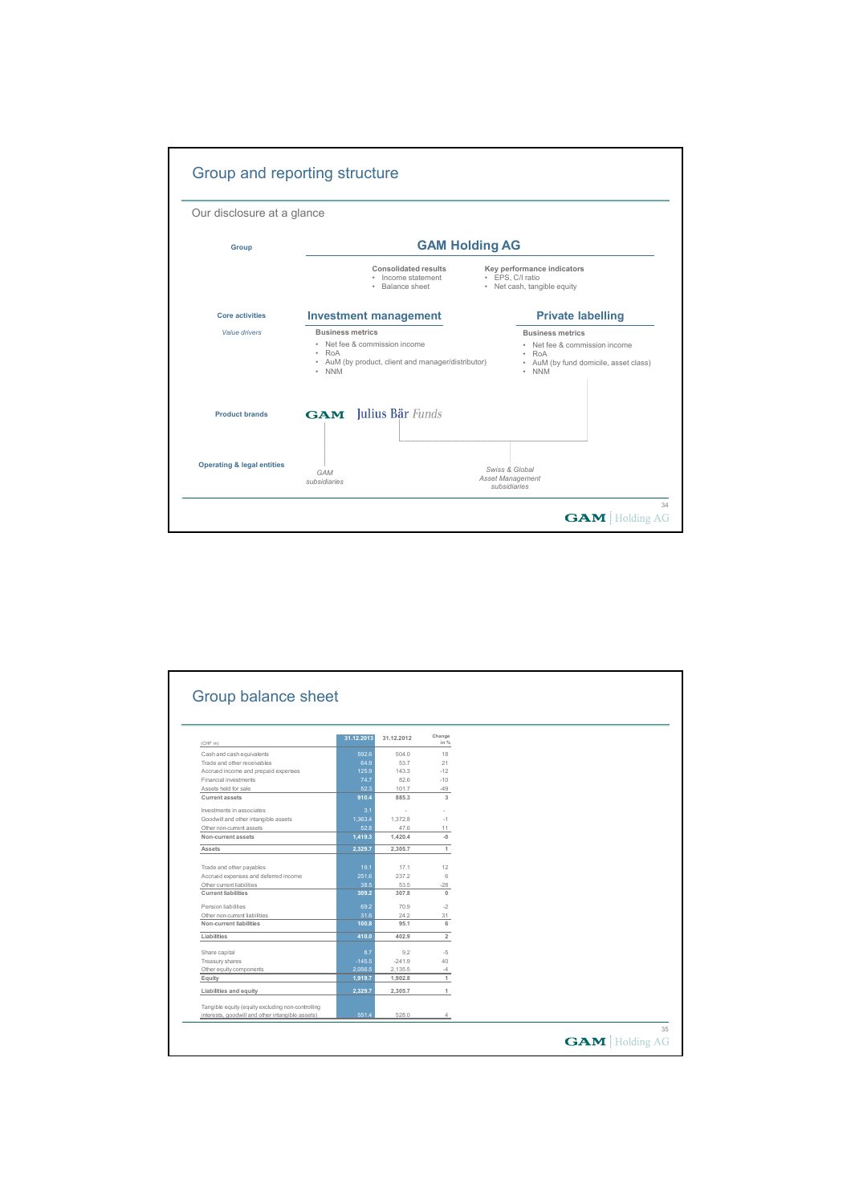## Group and reporting structure

Our disclosure at a glance

**Group**

### GAM Holding AG

**Consolidated results**
- Income statement
- Balance sheet

**Key performance indicators**
- EPS, C/I ratio
- Net cash, tangible equity

**Core activities**

*Value drivers*

### Investment management

**Business metrics**
- Net fee & commission income
- RoA
- AuM (by product, client and manager/distributor)
- NNM

### Private labelling

**Business metrics**
- Net fee & commission income
- RoA
- AuM (by fund domicile, asset class)
- NNM

**Product brands**

GAM Julius Bär *Funds*

**Operating & legal entities**

*GAM subsidiaries*

*Swiss & Global Asset Management subsidiaries*

## Group balance sheet

| (CHF m) | 31.12.2013 | 31.12.2012 | Change in % |
|---|---|---|---|
| Cash and cash equivalents | 592.6 | 504.0 | 18 |
| Trade and other receivables | 64.9 | 53.7 | 21 |
| Accrued income and prepaid expenses | 125.9 | 143.3 | -12 |
| Financial investments | 74.7 | 82.6 | -10 |
| Assets held for sale | 52.3 | 101.7 | -49 |
| **Current assets** | **910.4** | **885.3** | **3** |
| Investments in associates | 3.1 | - | - |
| Goodwill and other intangible assets | 1,363.4 | 1,372.8 | -1 |
| Other non-current assets | 52.8 | 47.6 | 11 |
| **Non-current assets** | **1,419.3** | **1,420.4** | **-0** |
| **Assets** | **2,329.7** | **2,305.7** | **1** |
| Trade and other payables | 19.1 | 17.1 | 12 |
| Accrued expenses and deferred income | 251.6 | 237.2 | 6 |
| Other current liabilities | 38.5 | 53.5 | -28 |
| **Current liabilities** | **309.2** | **307.8** | **0** |
| Pension liabilities | 69.2 | 70.9 | -2 |
| Other non-current liabilities | 31.6 | 24.2 | 31 |
| **Non-current liabilities** | **100.8** | **95.1** | **6** |
| **Liabilities** | **410.0** | **402.9** | **2** |
| Share capital | 8.7 | 9.2 | -5 |
| Treasury shares | -145.5 | -241.9 | 40 |
| Other equity components | 2,056.5 | 2,135.5 | -4 |
| **Equity** | **1,919.7** | **1,902.8** | **1** |
| **Liabilities and equity** | **2,329.7** | **2,305.7** | **1** |
| Tangible equity (equity excluding non-controlling interests, goodwill and other intangible assets) | 551.4 | 528.0 | 4 |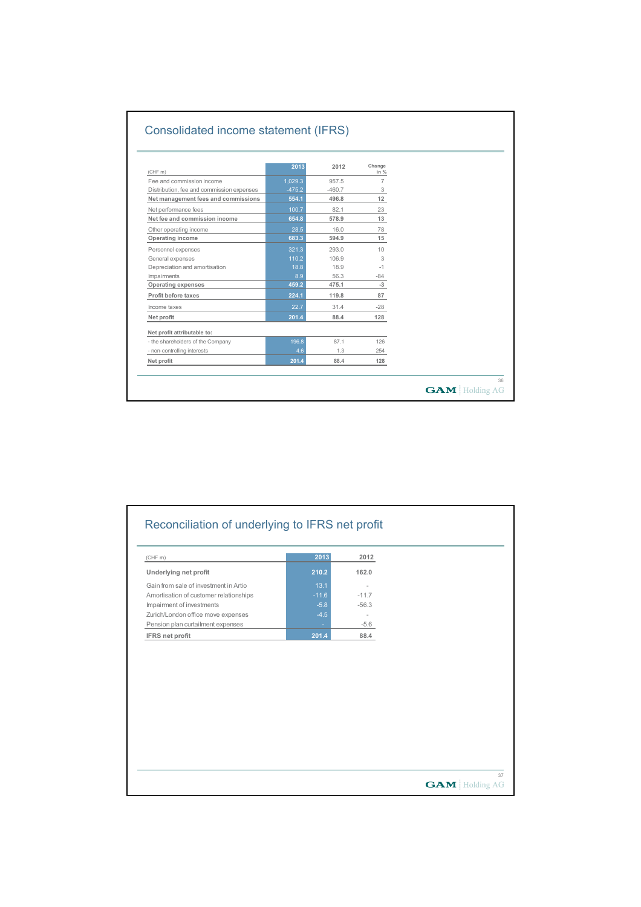## Consolidated income statement (IFRS)

| (CHF m) | 2013 | 2012 | Change in % |
|---|---|---|---|
| Fee and commission income | 1,029.3 | 957.5 | 7 |
| Distribution, fee and commission expenses | -475.2 | -460.7 | 3 |
| **Net management fees and commissions** | **554.1** | **496.8** | **12** |
| Net performance fees | 100.7 | 82.1 | 23 |
| **Net fee and commission income** | **654.8** | **578.9** | **13** |
| Other operating income | 28.5 | 16.0 | 78 |
| **Operating income** | **683.3** | **594.9** | **15** |
| Personnel expenses | 321.3 | 293.0 | 10 |
| General expenses | 110.2 | 106.9 | 3 |
| Depreciation and amortisation | 18.8 | 18.9 | -1 |
| Impairments | 8.9 | 56.3 | -84 |
| **Operating expenses** | **459.2** | **475.1** | **-3** |
| **Profit before taxes** | **224.1** | **119.8** | **87** |
| Income taxes | 22.7 | 31.4 | -28 |
| **Net profit** | **201.4** | **88.4** | **128** |
| **Net profit attributable to:** | | | |
| - the shareholders of the Company | 196.8 | 87.1 | 126 |
| - non-controlling interests | 4.6 | 1.3 | 254 |
| **Net profit** | **201.4** | **88.4** | **128** |

## Reconciliation of underlying to IFRS net profit

| (CHF m) | 2013 | 2012 |
|---|---|---|
| **Underlying net profit** | **210.2** | **162.0** |
| Gain from sale of investment in Artio | 13.1 | - |
| Amortisation of customer relationships | -11.6 | -11.7 |
| Impairment of investments | -5.8 | -56.3 |
| Zurich/London office move expenses | -4.5 | - |
| Pension plan curtailment expenses | - | -5.6 |
| **IFRS net profit** | **201.4** | **88.4** |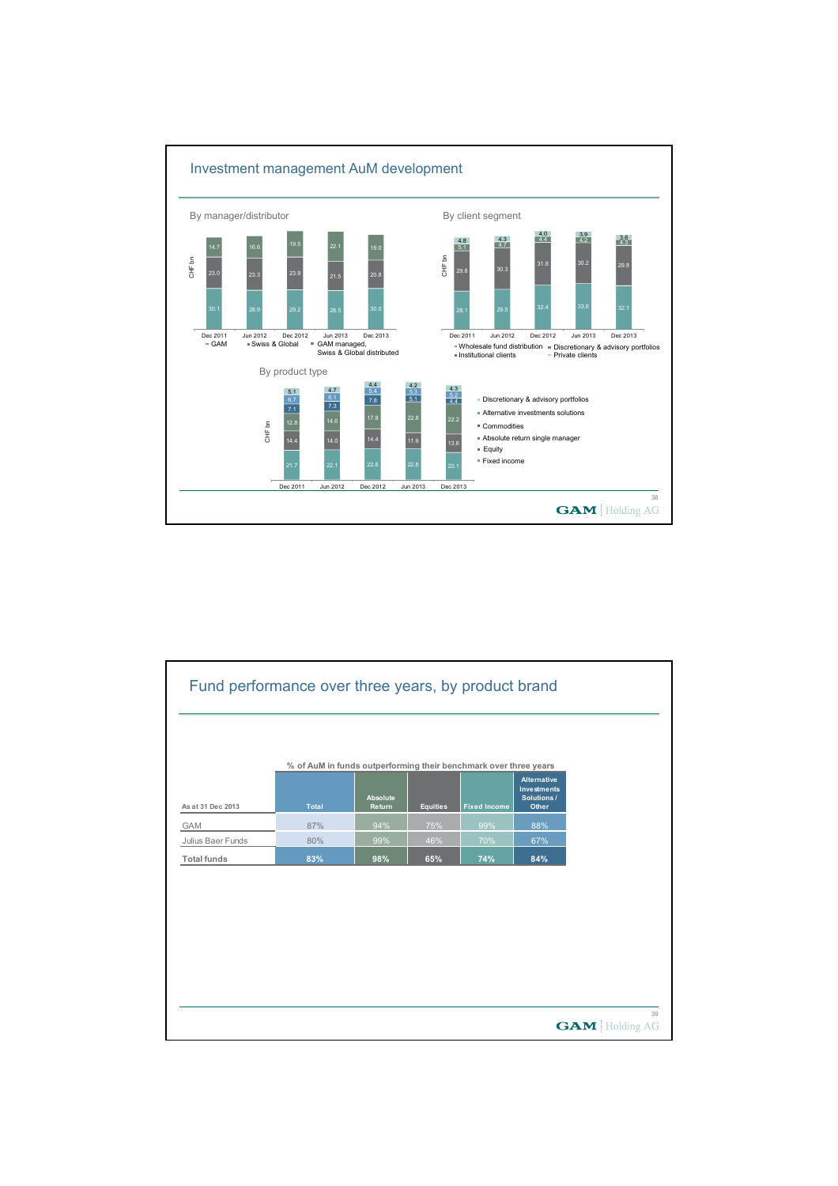## Investment management AuM development

### By manager/distributor

CHF bn

| | Dec 2011 | Jun 2012 | Dec 2012 | Jun 2013 | Dec 2013 |
|---|---|---|---|---|---|
| GAM managed, Swiss & Global distributed | 14.7 | 16.6 | 19.5 | 22.1 | 19.0 |
| Swiss & Global | 23.0 | 23.3 | 23.9 | 21.5 | 20.8 |
| GAM | 30.1 | 28.9 | 29.2 | 28.5 | 30.0 |

### By client segment

CHF bn

| | Dec 2011 | Jun 2012 | Dec 2012 | Jun 2013 | Dec 2013 |
|---|---|---|---|---|---|
| Private clients | 4.8 | 4.3 | 4.0 | 3.9 | 3.6 |
| Institutional clients | 5.1 | 4.7 | 4.4 | 4.2 | 4.3 |
| Discretionary & advisory portfolios | 29.8 | 30.3 | 31.8 | 30.2 | 29.8 |
| Wholesale fund distribution | 28.1 | 29.5 | 32.4 | 33.8 | 32.1 |

### By product type

CHF bn

| | Dec 2011 | Jun 2012 | Dec 2012 | Jun 2013 | Dec 2013 |
|---|---|---|---|---|---|
| Discretionary & advisory portfolios | 5.1 | 4.7 | 4.4 | 4.2 | 4.3 |
| Alternative investments solutions | 6.7 | 6.1 | 5.4 | 5.3 | 5.2 |
| Commodities | 7.1 | 7.3 | 7.8 | 5.1 | 4.4 |
| Absolute return single manager | 12.8 | 14.6 | 17.8 | 22.8 | 22.2 |
| Equity | 14.4 | 14.0 | 14.4 | 11.9 | 13.6 |
| Fixed income | 21.7 | 22.1 | 22.8 | 22.8 | 20.1 |

## Fund performance over three years, by product brand

% of AuM in funds outperforming their benchmark over three years

| As at 31 Dec 2013 | Total | Absolute Return | Equities | Fixed Income | Alternative Investments Solutions / Other |
|---|---|---|---|---|---|
| GAM | 87% | 94% | 75% | 99% | 88% |
| Julius Baer Funds | 80% | 99% | 46% | 70% | 67% |
| **Total funds** | **83%** | **98%** | **65%** | **74%** | **84%** |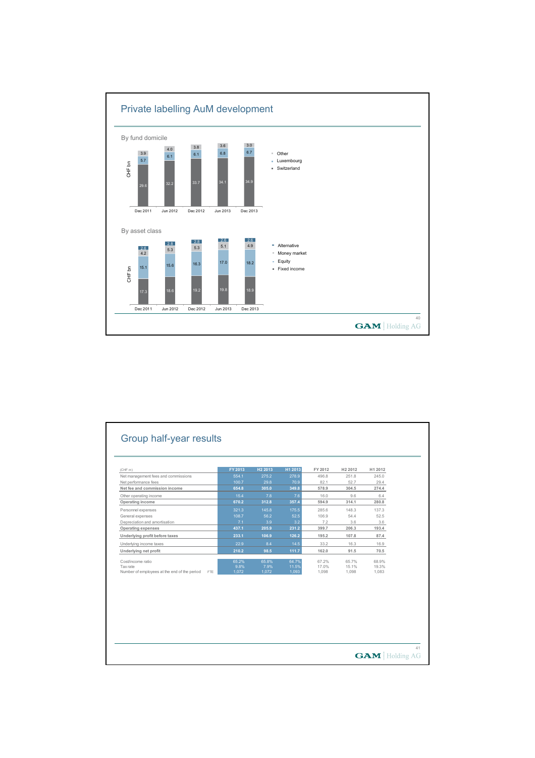## Private labelling AuM development

### By fund domicile

CHF bn

| | Dec 2011 | Jun 2012 | Dec 2012 | Jun 2013 | Dec 2013 |
|---|---|---|---|---|---|
| Other | 3.9 | 4.0 | 3.8 | 3.6 | 3.0 |
| Luxembourg | 5.7 | 6.1 | 6.1 | 6.8 | 6.7 |
| Switzerland | 29.6 | 32.2 | 33.7 | 34.1 | 34.9 |

### By asset class

CHF bn

| | Dec 2011 | Jun 2012 | Dec 2012 | Jun 2013 | Dec 2013 |
|---|---|---|---|---|---|
| Alternative | 2.6 | 2.8 | 2.8 | 2.6 | 2.6 |
| Money market | 4.2 | 5.3 | 5.3 | 5.1 | 4.9 |
| Equity | 15.1 | 15.6 | 16.3 | 17.0 | 18.2 |
| Fixed income | 17.3 | 18.6 | 19.2 | 19.8 | 18.9 |

## Group half-year results

| (CHF m) | FY 2013 | H2 2013 | H1 2013 | FY 2012 | H2 2012 | H1 2012 |
|---|---|---|---|---|---|---|
| Net management fees and commissions | 554.1 | 275.2 | 278.9 | 496.8 | 251.8 | 245.0 |
| Net performance fees | 100.7 | 29.8 | 70.9 | 82.1 | 52.7 | 29.4 |
| **Net fee and commission income** | **654.8** | **305.0** | **349.8** | **578.9** | **304.5** | **274.4** |
| Other operating income | 15.4 | 7.8 | 7.6 | 16.0 | 9.6 | 6.4 |
| **Operating income** | **670.2** | **312.8** | **357.4** | **594.9** | **314.1** | **280.8** |
| Personnel expenses | 321.3 | 145.8 | 175.5 | 285.6 | 148.3 | 137.3 |
| General expenses | 108.7 | 56.2 | 52.5 | 106.9 | 54.4 | 52.5 |
| Depreciation and amortisation | 7.1 | 3.9 | 3.2 | 7.2 | 3.6 | 3.6 |
| **Operating expenses** | **437.1** | **205.9** | **231.2** | **399.7** | **206.3** | **193.4** |
| **Underlying profit before taxes** | **233.1** | **106.9** | **126.2** | **195.2** | **107.8** | **87.4** |
| Underlying income taxes | 22.9 | 8.4 | 14.5 | 33.2 | 16.3 | 16.9 |
| **Underlying net profit** | **210.2** | **98.5** | **111.7** | **162.0** | **91.5** | **70.5** |
| Cost/income ratio | 65.2% | 65.8% | 64.7% | 67.2% | 65.7% | 68.9% |
| Tax rate | 9.8% | 7.9% | 11.5% | 17.0% | 15.1% | 19.3% |
| Number of employees at the end of the period FTE | 1,072 | 1,072 | 1,093 | 1,098 | 1,098 | 1,083 |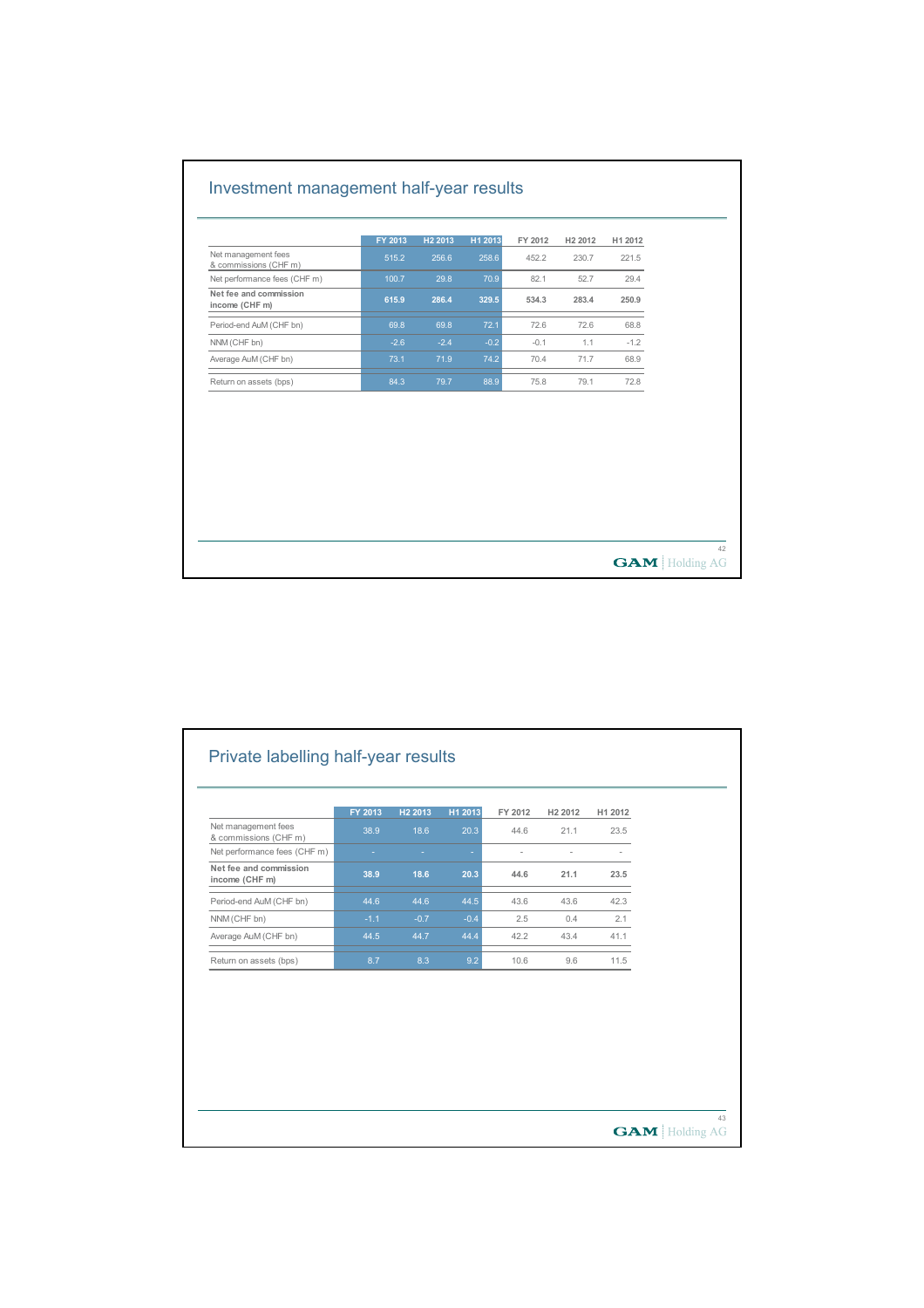## Investment management half-year results

| | FY 2013 | H2 2013 | H1 2013 | FY 2012 | H2 2012 | H1 2012 |
|---|---|---|---|---|---|---|
| Net management fees & commissions (CHF m) | 515.2 | 256.6 | 258.6 | 452.2 | 230.7 | 221.5 |
| Net performance fees (CHF m) | 100.7 | 29.8 | 70.9 | 82.1 | 52.7 | 29.4 |
| **Net fee and commission income (CHF m)** | **615.9** | **286.4** | **329.5** | **534.3** | **283.4** | **250.9** |
| Period-end AuM (CHF bn) | 69.8 | 69.8 | 72.1 | 72.6 | 72.6 | 68.8 |
| NNM (CHF bn) | -2.6 | -2.4 | -0.2 | -0.1 | 1.1 | -1.2 |
| Average AuM (CHF bn) | 73.1 | 71.9 | 74.2 | 70.4 | 71.7 | 68.9 |
| Return on assets (bps) | 84.3 | 79.7 | 88.9 | 75.8 | 79.1 | 72.8 |

## Private labelling half-year results

| | FY 2013 | H2 2013 | H1 2013 | FY 2012 | H2 2012 | H1 2012 |
|---|---|---|---|---|---|---|
| Net management fees & commissions (CHF m) | 38.9 | 18.6 | 20.3 | 44.6 | 21.1 | 23.5 |
| Net performance fees (CHF m) | - | - | - | - | - | - |
| **Net fee and commission income (CHF m)** | **38.9** | **18.6** | **20.3** | **44.6** | **21.1** | **23.5** |
| Period-end AuM (CHF bn) | 44.6 | 44.6 | 44.5 | 43.6 | 43.6 | 42.3 |
| NNM (CHF bn) | -1.1 | -0.7 | -0.4 | 2.5 | 0.4 | 2.1 |
| Average AuM (CHF bn) | 44.5 | 44.7 | 44.4 | 42.2 | 43.4 | 41.1 |
| Return on assets (bps) | 8.7 | 8.3 | 9.2 | 10.6 | 9.6 | 11.5 |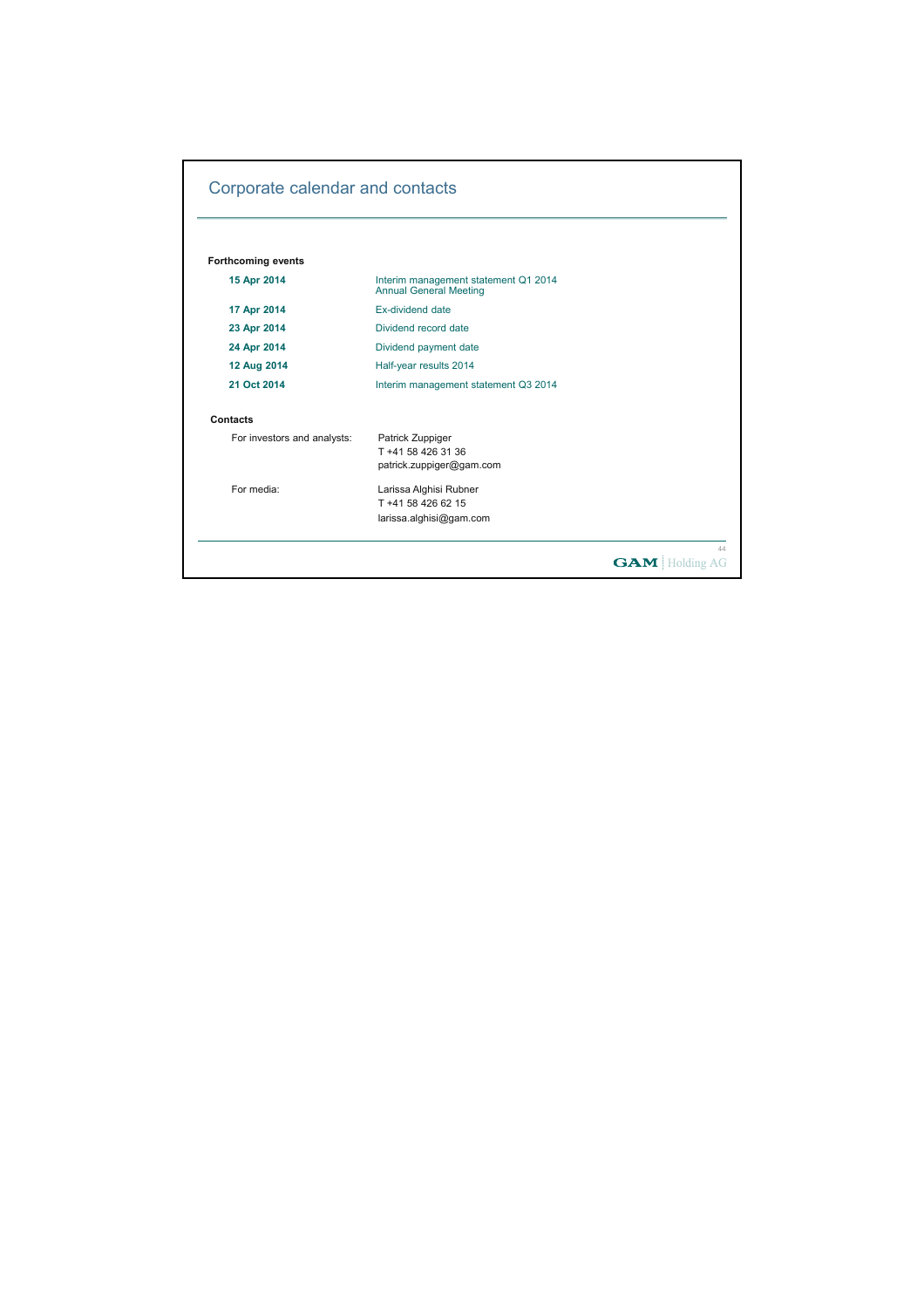# Corporate calendar and contacts

**Forthcoming events**

| | |
|---|---|
| **15 Apr 2014** | Interim management statement Q1 2014<br>Annual General Meeting |
| **17 Apr 2014** | Ex-dividend date |
| **23 Apr 2014** | Dividend record date |
| **24 Apr 2014** | Dividend payment date |
| **12 Aug 2014** | Half-year results 2014 |
| **21 Oct 2014** | Interim management statement Q3 2014 |

**Contacts**

| | |
|---|---|
| For investors and analysts: | Patrick Zuppiger<br>T +41 58 426 31 36<br>patrick.zuppiger@gam.com |
| For media: | Larissa Alghisi Rubner<br>T +41 58 426 62 15<br>larissa.alghisi@gam.com |

GAM | Holding AG